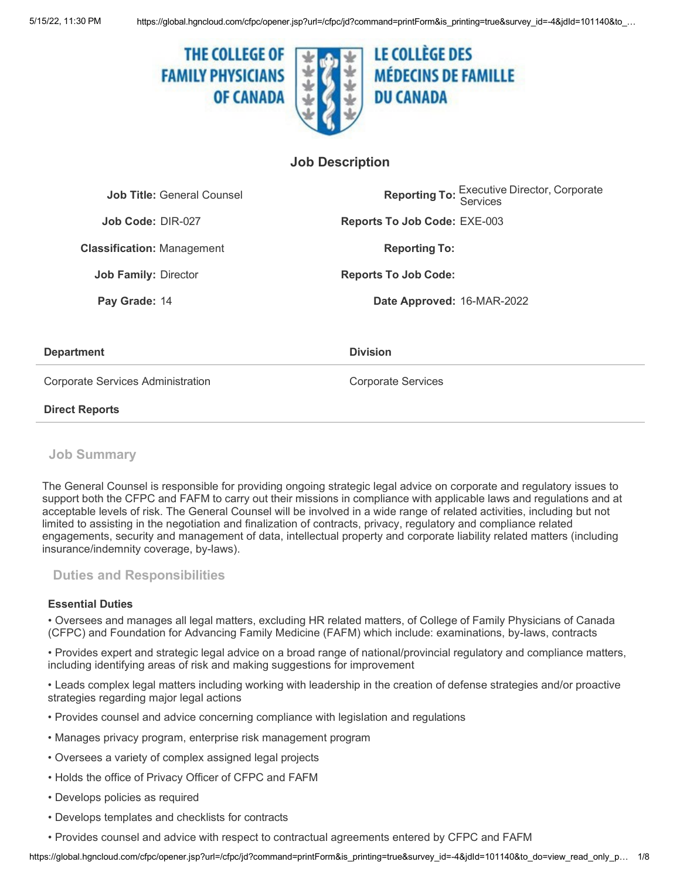THE COLLEGE OF FAMILY PHYSICIANS OF CANADA — LE COLLÈGE DES MÉDECINS DE FAMILLE DU CANADA

# Job Description

| | | | |
|---|---|---|---|
| **Job Title:** | General Counsel | **Reporting To:** | Executive Director, Corporate Services |
| **Job Code:** | DIR-027 | **Reports To Job Code:** | EXE-003 |
| **Classification:** | Management | **Reporting To:** | |
| **Job Family:** | Director | **Reports To Job Code:** | |
| **Pay Grade:** | 14 | **Date Approved:** | 16-MAR-2022 |

| Department | Division |
|---|---|
| Corporate Services Administration | Corporate Services |

**Direct Reports**

## Job Summary

The General Counsel is responsible for providing ongoing strategic legal advice on corporate and regulatory issues to support both the CFPC and FAFM to carry out their missions in compliance with applicable laws and regulations and at acceptable levels of risk. The General Counsel will be involved in a wide range of related activities, including but not limited to assisting in the negotiation and finalization of contracts, privacy, regulatory and compliance related engagements, security and management of data, intellectual property and corporate liability related matters (including insurance/indemnity coverage, by-laws).

## Duties and Responsibilities

### Essential Duties

- Oversees and manages all legal matters, excluding HR related matters, of College of Family Physicians of Canada (CFPC) and Foundation for Advancing Family Medicine (FAFM) which include: examinations, by-laws, contracts
- Provides expert and strategic legal advice on a broad range of national/provincial regulatory and compliance matters, including identifying areas of risk and making suggestions for improvement
- Leads complex legal matters including working with leadership in the creation of defense strategies and/or proactive strategies regarding major legal actions
- Provides counsel and advice concerning compliance with legislation and regulations
- Manages privacy program, enterprise risk management program
- Oversees a variety of complex assigned legal projects
- Holds the office of Privacy Officer of CFPC and FAFM
- Develops policies as required
- Develops templates and checklists for contracts
- Provides counsel and advice with respect to contractual agreements entered by CFPC and FAFM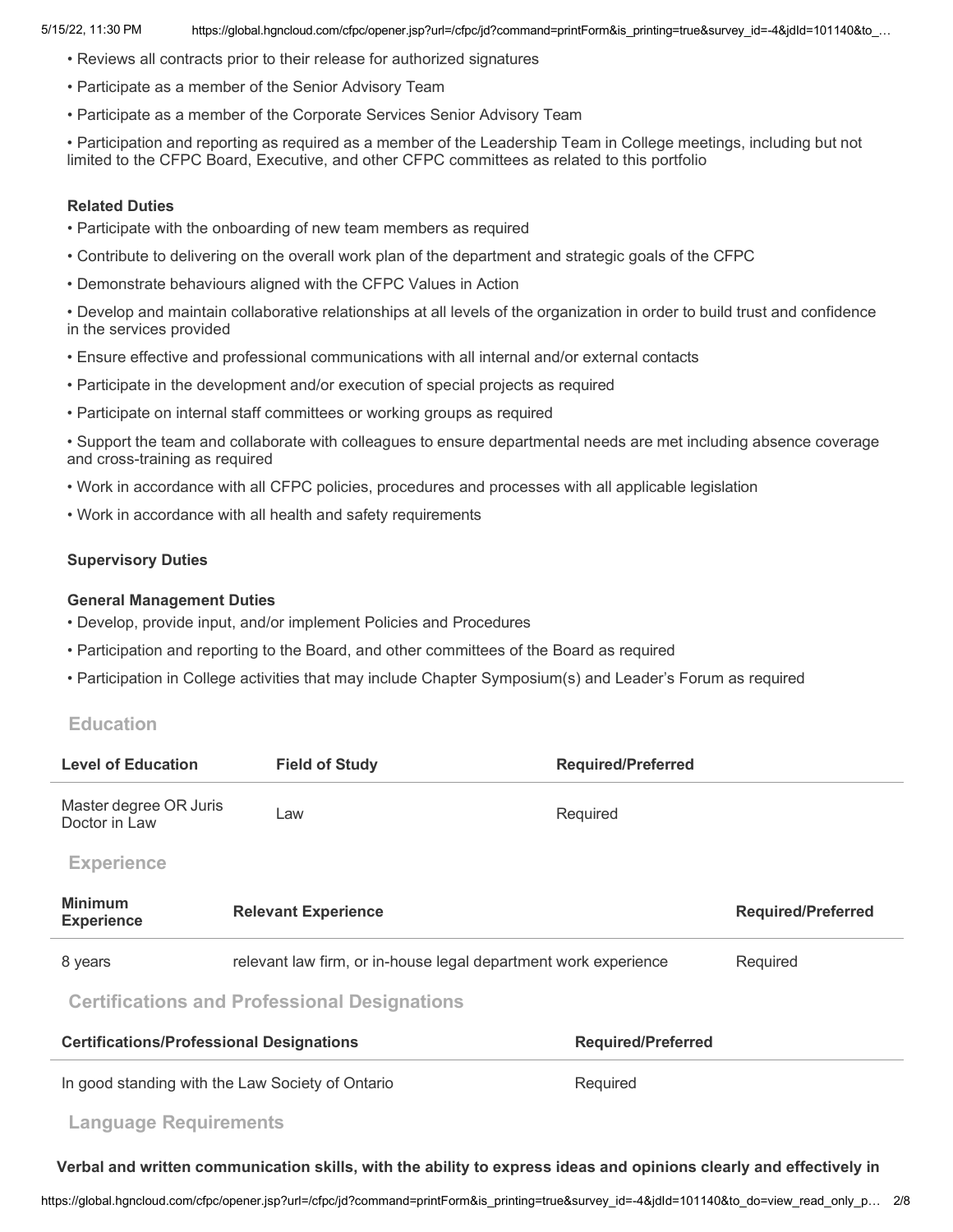- Reviews all contracts prior to their release for authorized signatures
- Participate as a member of the Senior Advisory Team
- Participate as a member of the Corporate Services Senior Advisory Team
- Participation and reporting as required as a member of the Leadership Team in College meetings, including but not limited to the CFPC Board, Executive, and other CFPC committees as related to this portfolio

**Related Duties**

- Participate with the onboarding of new team members as required
- Contribute to delivering on the overall work plan of the department and strategic goals of the CFPC
- Demonstrate behaviours aligned with the CFPC Values in Action
- Develop and maintain collaborative relationships at all levels of the organization in order to build trust and confidence in the services provided
- Ensure effective and professional communications with all internal and/or external contacts
- Participate in the development and/or execution of special projects as required
- Participate on internal staff committees or working groups as required
- Support the team and collaborate with colleagues to ensure departmental needs are met including absence coverage and cross-training as required
- Work in accordance with all CFPC policies, procedures and processes with all applicable legislation
- Work in accordance with all health and safety requirements

**Supervisory Duties**

**General Management Duties**

- Develop, provide input, and/or implement Policies and Procedures
- Participation and reporting to the Board, and other committees of the Board as required
- Participation in College activities that may include Chapter Symposium(s) and Leader's Forum as required

## Education

| Level of Education | Field of Study | Required/Preferred |
|---|---|---|
| Master degree OR Juris Doctor in Law | Law | Required |

## Experience

| Minimum Experience | Relevant Experience | Required/Preferred |
|---|---|---|
| 8 years | relevant law firm, or in-house legal department work experience | Required |

## Certifications and Professional Designations

| Certifications/Professional Designations | Required/Preferred |
|---|---|
| In good standing with the Law Society of Ontario | Required |

## Language Requirements

**Verbal and written communication skills, with the ability to express ideas and opinions clearly and effectively in**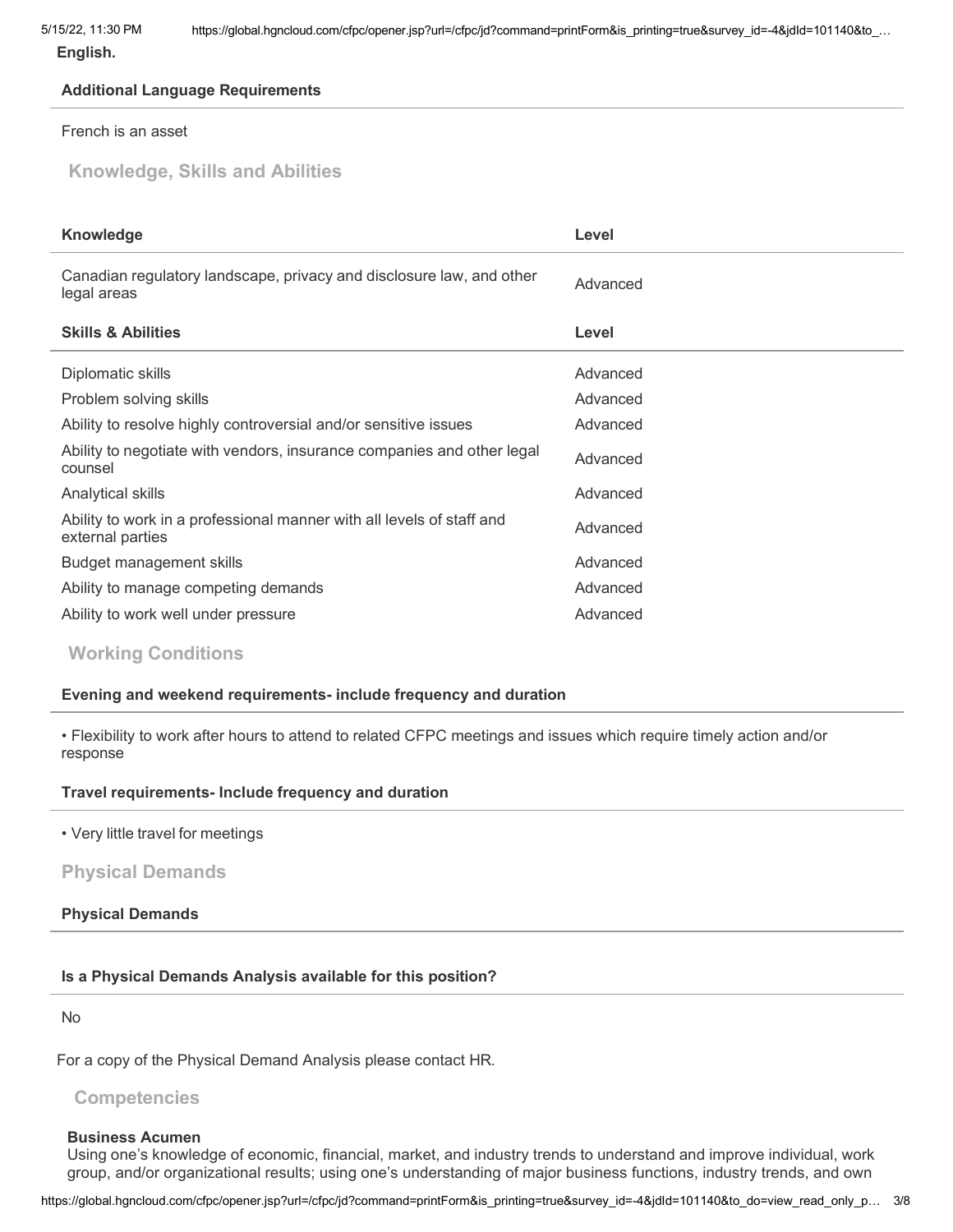**English.**

**Additional Language Requirements**

French is an asset

## Knowledge, Skills and Abilities

| Knowledge | Level |
|---|---|
| Canadian regulatory landscape, privacy and disclosure law, and other legal areas | Advanced |

| Skills & Abilities | Level |
|---|---|
| Diplomatic skills | Advanced |
| Problem solving skills | Advanced |
| Ability to resolve highly controversial and/or sensitive issues | Advanced |
| Ability to negotiate with vendors, insurance companies and other legal counsel | Advanced |
| Analytical skills | Advanced |
| Ability to work in a professional manner with all levels of staff and external parties | Advanced |
| Budget management skills | Advanced |
| Ability to manage competing demands | Advanced |
| Ability to work well under pressure | Advanced |

## Working Conditions

**Evening and weekend requirements- include frequency and duration**

- Flexibility to work after hours to attend to related CFPC meetings and issues which require timely action and/or response

**Travel requirements- Include frequency and duration**

- Very little travel for meetings

## Physical Demands

**Physical Demands**

**Is a Physical Demands Analysis available for this position?**

No

For a copy of the Physical Demand Analysis please contact HR.

## Competencies

**Business Acumen**
Using one's knowledge of economic, financial, market, and industry trends to understand and improve individual, work group, and/or organizational results; using one's understanding of major business functions, industry trends, and own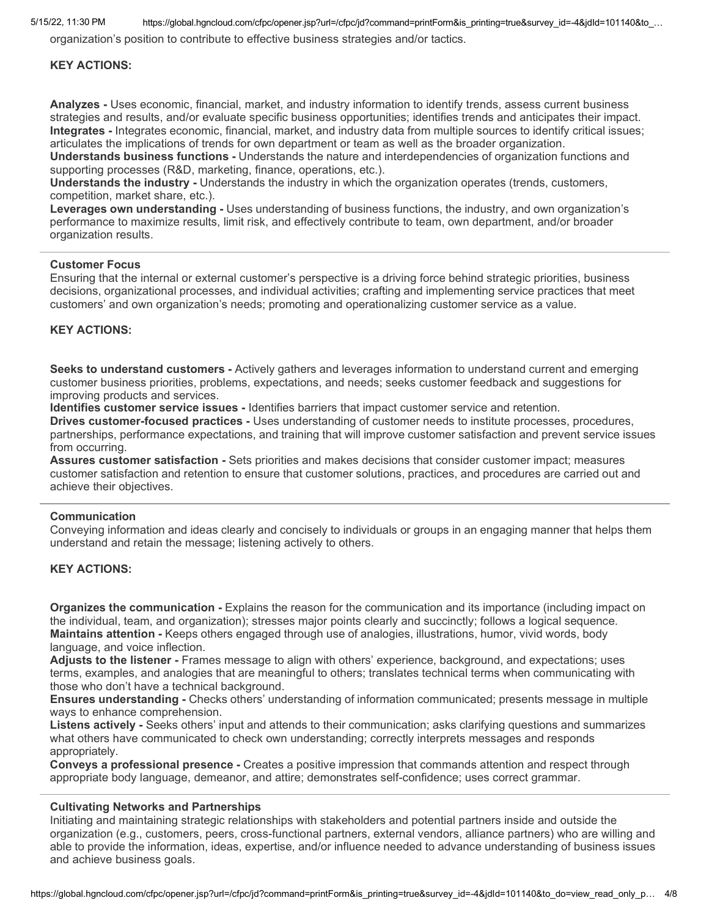organization's position to contribute to effective business strategies and/or tactics.

**KEY ACTIONS:**

**Analyzes -** Uses economic, financial, market, and industry information to identify trends, assess current business strategies and results, and/or evaluate specific business opportunities; identifies trends and anticipates their impact.
**Integrates -** Integrates economic, financial, market, and industry data from multiple sources to identify critical issues; articulates the implications of trends for own department or team as well as the broader organization.
**Understands business functions -** Understands the nature and interdependencies of organization functions and supporting processes (R&D, marketing, finance, operations, etc.).
**Understands the industry -** Understands the industry in which the organization operates (trends, customers, competition, market share, etc.).
**Leverages own understanding -** Uses understanding of business functions, the industry, and own organization's performance to maximize results, limit risk, and effectively contribute to team, own department, and/or broader organization results.

---

**Customer Focus**
Ensuring that the internal or external customer's perspective is a driving force behind strategic priorities, business decisions, organizational processes, and individual activities; crafting and implementing service practices that meet customers' and own organization's needs; promoting and operationalizing customer service as a value.

**KEY ACTIONS:**

**Seeks to understand customers -** Actively gathers and leverages information to understand current and emerging customer business priorities, problems, expectations, and needs; seeks customer feedback and suggestions for improving products and services.
**Identifies customer service issues -** Identifies barriers that impact customer service and retention.
**Drives customer-focused practices -** Uses understanding of customer needs to institute processes, procedures, partnerships, performance expectations, and training that will improve customer satisfaction and prevent service issues from occurring.
**Assures customer satisfaction -** Sets priorities and makes decisions that consider customer impact; measures customer satisfaction and retention to ensure that customer solutions, practices, and procedures are carried out and achieve their objectives.

---

**Communication**
Conveying information and ideas clearly and concisely to individuals or groups in an engaging manner that helps them understand and retain the message; listening actively to others.

**KEY ACTIONS:**

**Organizes the communication -** Explains the reason for the communication and its importance (including impact on the individual, team, and organization); stresses major points clearly and succinctly; follows a logical sequence.
**Maintains attention -** Keeps others engaged through use of analogies, illustrations, humor, vivid words, body language, and voice inflection.
**Adjusts to the listener -** Frames message to align with others' experience, background, and expectations; uses terms, examples, and analogies that are meaningful to others; translates technical terms when communicating with those who don't have a technical background.
**Ensures understanding -** Checks others' understanding of information communicated; presents message in multiple ways to enhance comprehension.
**Listens actively -** Seeks others' input and attends to their communication; asks clarifying questions and summarizes what others have communicated to check own understanding; correctly interprets messages and responds appropriately.
**Conveys a professional presence -** Creates a positive impression that commands attention and respect through appropriate body language, demeanor, and attire; demonstrates self-confidence; uses correct grammar.

---

**Cultivating Networks and Partnerships**
Initiating and maintaining strategic relationships with stakeholders and potential partners inside and outside the organization (e.g., customers, peers, cross-functional partners, external vendors, alliance partners) who are willing and able to provide the information, ideas, expertise, and/or influence needed to advance understanding of business issues and achieve business goals.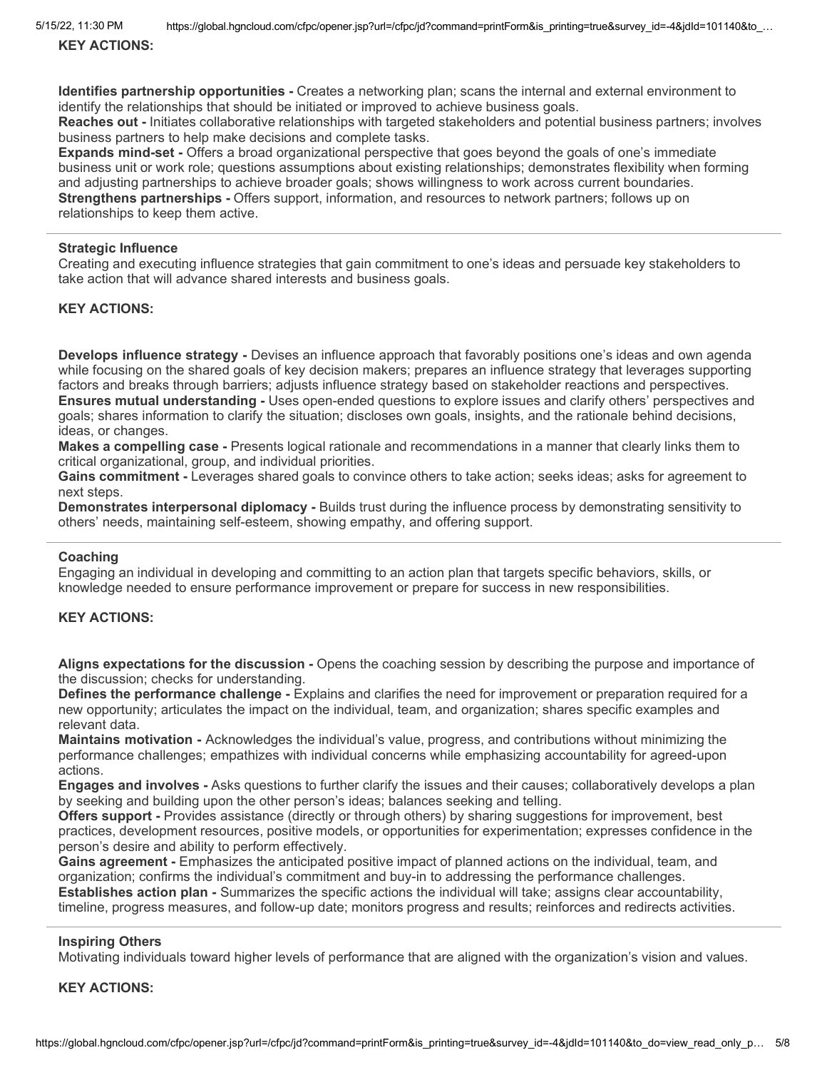**KEY ACTIONS:**

**Identifies partnership opportunities -** Creates a networking plan; scans the internal and external environment to identify the relationships that should be initiated or improved to achieve business goals.
**Reaches out -** Initiates collaborative relationships with targeted stakeholders and potential business partners; involves business partners to help make decisions and complete tasks.
**Expands mind-set -** Offers a broad organizational perspective that goes beyond the goals of one's immediate business unit or work role; questions assumptions about existing relationships; demonstrates flexibility when forming and adjusting partnerships to achieve broader goals; shows willingness to work across current boundaries.
**Strengthens partnerships -** Offers support, information, and resources to network partners; follows up on relationships to keep them active.

---

**Strategic Influence**
Creating and executing influence strategies that gain commitment to one's ideas and persuade key stakeholders to take action that will advance shared interests and business goals.

**KEY ACTIONS:**

**Develops influence strategy -** Devises an influence approach that favorably positions one's ideas and own agenda while focusing on the shared goals of key decision makers; prepares an influence strategy that leverages supporting factors and breaks through barriers; adjusts influence strategy based on stakeholder reactions and perspectives.
**Ensures mutual understanding -** Uses open-ended questions to explore issues and clarify others' perspectives and goals; shares information to clarify the situation; discloses own goals, insights, and the rationale behind decisions, ideas, or changes.
**Makes a compelling case -** Presents logical rationale and recommendations in a manner that clearly links them to critical organizational, group, and individual priorities.
**Gains commitment -** Leverages shared goals to convince others to take action; seeks ideas; asks for agreement to next steps.
**Demonstrates interpersonal diplomacy -** Builds trust during the influence process by demonstrating sensitivity to others' needs, maintaining self-esteem, showing empathy, and offering support.

---

**Coaching**
Engaging an individual in developing and committing to an action plan that targets specific behaviors, skills, or knowledge needed to ensure performance improvement or prepare for success in new responsibilities.

**KEY ACTIONS:**

**Aligns expectations for the discussion -** Opens the coaching session by describing the purpose and importance of the discussion; checks for understanding.
**Defines the performance challenge -** Explains and clarifies the need for improvement or preparation required for a new opportunity; articulates the impact on the individual, team, and organization; shares specific examples and relevant data.
**Maintains motivation -** Acknowledges the individual's value, progress, and contributions without minimizing the performance challenges; empathizes with individual concerns while emphasizing accountability for agreed-upon actions.
**Engages and involves -** Asks questions to further clarify the issues and their causes; collaboratively develops a plan by seeking and building upon the other person's ideas; balances seeking and telling.
**Offers support -** Provides assistance (directly or through others) by sharing suggestions for improvement, best practices, development resources, positive models, or opportunities for experimentation; expresses confidence in the person's desire and ability to perform effectively.
**Gains agreement -** Emphasizes the anticipated positive impact of planned actions on the individual, team, and organization; confirms the individual's commitment and buy-in to addressing the performance challenges.
**Establishes action plan -** Summarizes the specific actions the individual will take; assigns clear accountability, timeline, progress measures, and follow-up date; monitors progress and results; reinforces and redirects activities.

---

**Inspiring Others**
Motivating individuals toward higher levels of performance that are aligned with the organization's vision and values.

**KEY ACTIONS:**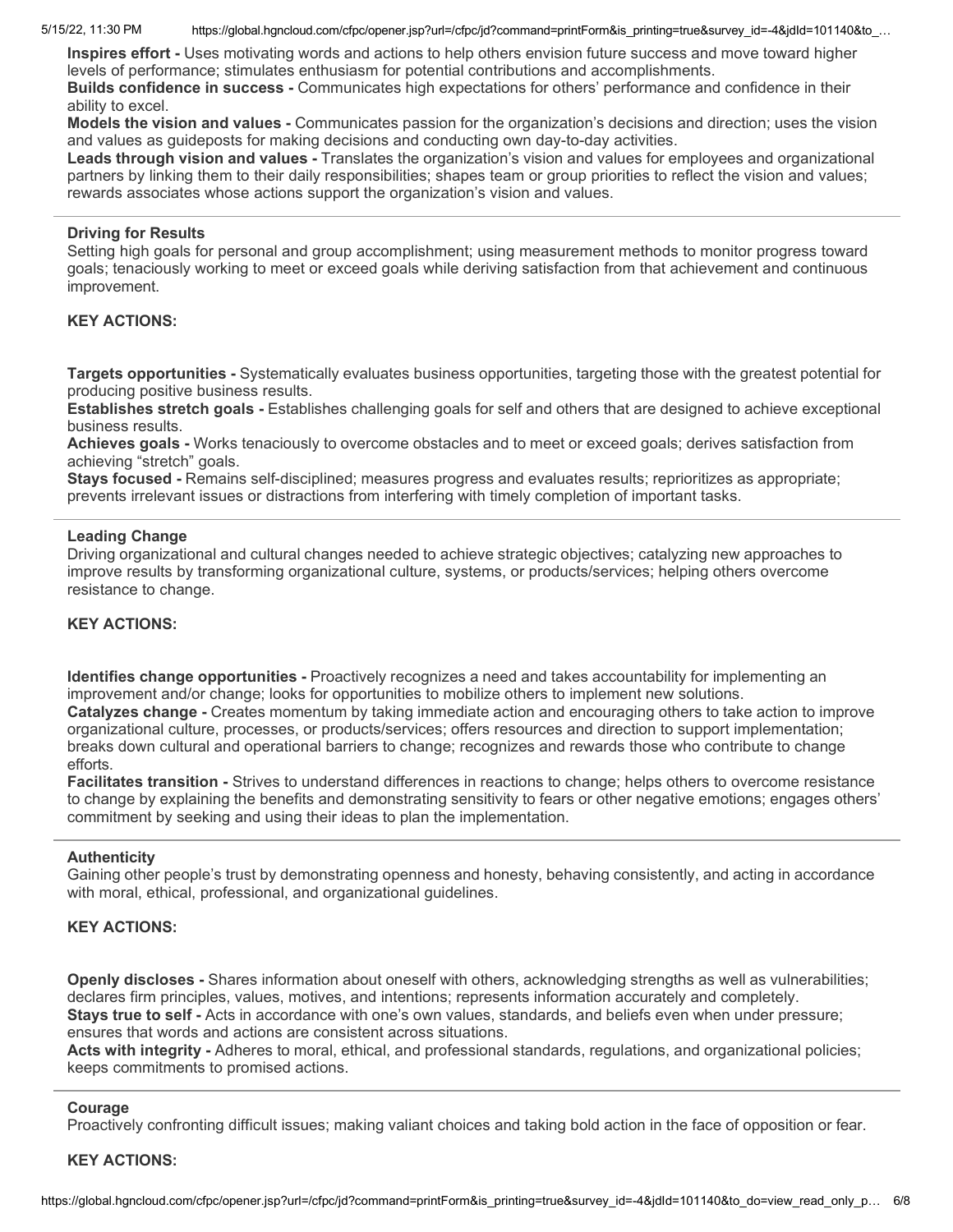**Inspires effort -** Uses motivating words and actions to help others envision future success and move toward higher levels of performance; stimulates enthusiasm for potential contributions and accomplishments.
**Builds confidence in success -** Communicates high expectations for others' performance and confidence in their ability to excel.
**Models the vision and values -** Communicates passion for the organization's decisions and direction; uses the vision and values as guideposts for making decisions and conducting own day-to-day activities.
**Leads through vision and values -** Translates the organization's vision and values for employees and organizational partners by linking them to their daily responsibilities; shapes team or group priorities to reflect the vision and values; rewards associates whose actions support the organization's vision and values.

---

**Driving for Results**
Setting high goals for personal and group accomplishment; using measurement methods to monitor progress toward goals; tenaciously working to meet or exceed goals while deriving satisfaction from that achievement and continuous improvement.

**KEY ACTIONS:**

**Targets opportunities -** Systematically evaluates business opportunities, targeting those with the greatest potential for producing positive business results.
**Establishes stretch goals -** Establishes challenging goals for self and others that are designed to achieve exceptional business results.
**Achieves goals -** Works tenaciously to overcome obstacles and to meet or exceed goals; derives satisfaction from achieving "stretch" goals.
**Stays focused -** Remains self-disciplined; measures progress and evaluates results; reprioritizes as appropriate; prevents irrelevant issues or distractions from interfering with timely completion of important tasks.

---

**Leading Change**
Driving organizational and cultural changes needed to achieve strategic objectives; catalyzing new approaches to improve results by transforming organizational culture, systems, or products/services; helping others overcome resistance to change.

**KEY ACTIONS:**

**Identifies change opportunities -** Proactively recognizes a need and takes accountability for implementing an improvement and/or change; looks for opportunities to mobilize others to implement new solutions.
**Catalyzes change -** Creates momentum by taking immediate action and encouraging others to take action to improve organizational culture, processes, or products/services; offers resources and direction to support implementation; breaks down cultural and operational barriers to change; recognizes and rewards those who contribute to change efforts.
**Facilitates transition -** Strives to understand differences in reactions to change; helps others to overcome resistance to change by explaining the benefits and demonstrating sensitivity to fears or other negative emotions; engages others' commitment by seeking and using their ideas to plan the implementation.

---

**Authenticity**
Gaining other people's trust by demonstrating openness and honesty, behaving consistently, and acting in accordance with moral, ethical, professional, and organizational guidelines.

**KEY ACTIONS:**

**Openly discloses -** Shares information about oneself with others, acknowledging strengths as well as vulnerabilities; declares firm principles, values, motives, and intentions; represents information accurately and completely.
**Stays true to self -** Acts in accordance with one's own values, standards, and beliefs even when under pressure; ensures that words and actions are consistent across situations.
**Acts with integrity -** Adheres to moral, ethical, and professional standards, regulations, and organizational policies; keeps commitments to promised actions.

---

**Courage**
Proactively confronting difficult issues; making valiant choices and taking bold action in the face of opposition or fear.

**KEY ACTIONS:**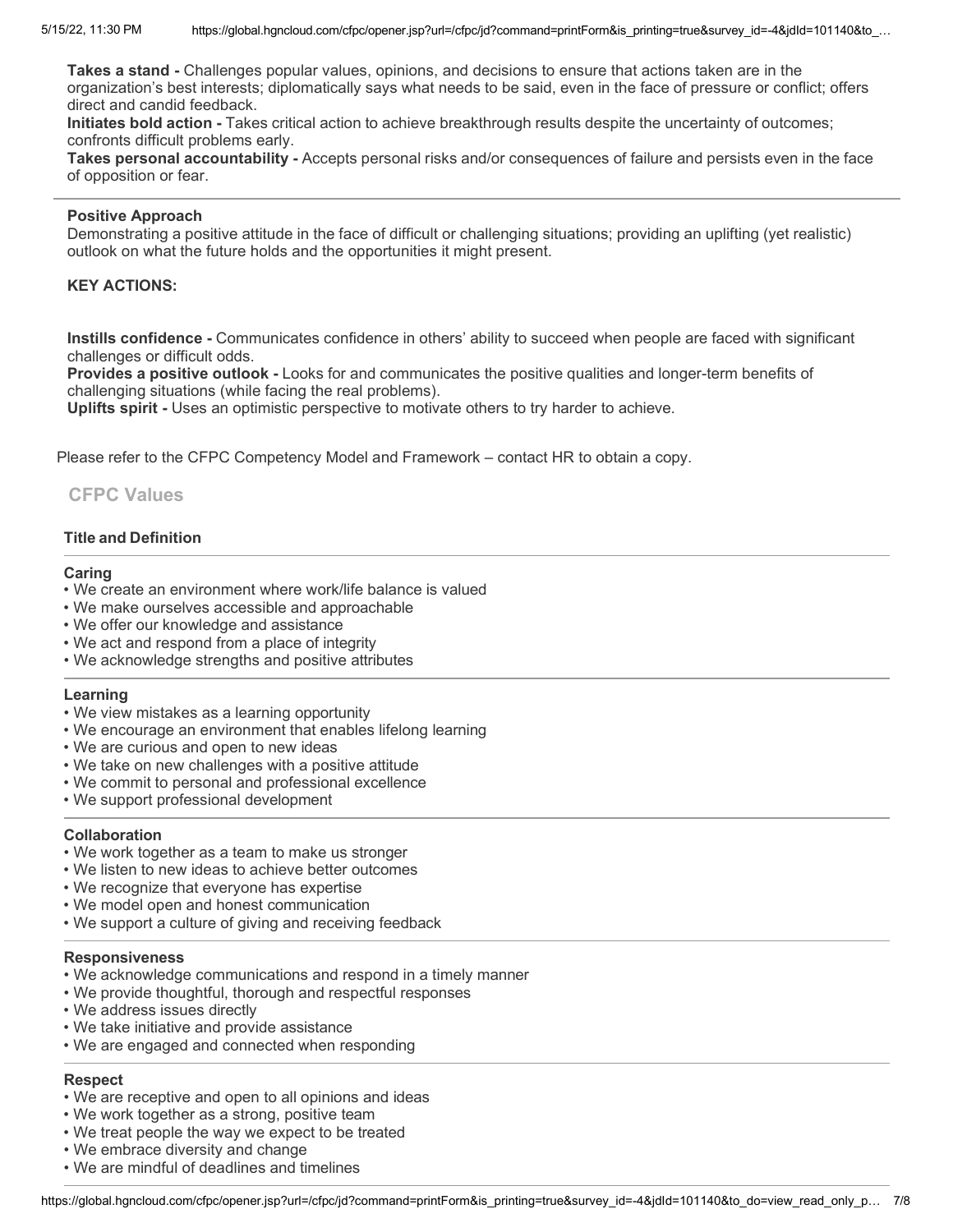**Takes a stand -** Challenges popular values, opinions, and decisions to ensure that actions taken are in the organization's best interests; diplomatically says what needs to be said, even in the face of pressure or conflict; offers direct and candid feedback.
**Initiates bold action -** Takes critical action to achieve breakthrough results despite the uncertainty of outcomes; confronts difficult problems early.
**Takes personal accountability -** Accepts personal risks and/or consequences of failure and persists even in the face of opposition or fear.

---

**Positive Approach**
Demonstrating a positive attitude in the face of difficult or challenging situations; providing an uplifting (yet realistic) outlook on what the future holds and the opportunities it might present.

**KEY ACTIONS:**

**Instills confidence -** Communicates confidence in others' ability to succeed when people are faced with significant challenges or difficult odds.
**Provides a positive outlook -** Looks for and communicates the positive qualities and longer-term benefits of challenging situations (while facing the real problems).
**Uplifts spirit -** Uses an optimistic perspective to motivate others to try harder to achieve.

Please refer to the CFPC Competency Model and Framework – contact HR to obtain a copy.

## CFPC Values

**Title and Definition**

---

**Caring**
- We create an environment where work/life balance is valued
- We make ourselves accessible and approachable
- We offer our knowledge and assistance
- We act and respond from a place of integrity
- We acknowledge strengths and positive attributes

---

**Learning**
- We view mistakes as a learning opportunity
- We encourage an environment that enables lifelong learning
- We are curious and open to new ideas
- We take on new challenges with a positive attitude
- We commit to personal and professional excellence
- We support professional development

---

**Collaboration**
- We work together as a team to make us stronger
- We listen to new ideas to achieve better outcomes
- We recognize that everyone has expertise
- We model open and honest communication
- We support a culture of giving and receiving feedback

---

**Responsiveness**
- We acknowledge communications and respond in a timely manner
- We provide thoughtful, thorough and respectful responses
- We address issues directly
- We take initiative and provide assistance
- We are engaged and connected when responding

---

**Respect**
- We are receptive and open to all opinions and ideas
- We work together as a strong, positive team
- We treat people the way we expect to be treated
- We embrace diversity and change
- We are mindful of deadlines and timelines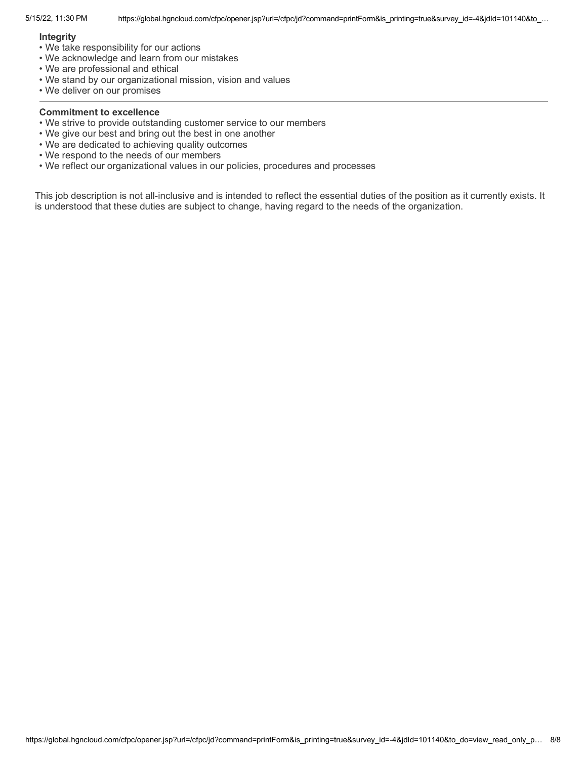**Integrity**

- We take responsibility for our actions
- We acknowledge and learn from our mistakes
- We are professional and ethical
- We stand by our organizational mission, vision and values
- We deliver on our promises

---

**Commitment to excellence**

- We strive to provide outstanding customer service to our members
- We give our best and bring out the best in one another
- We are dedicated to achieving quality outcomes
- We respond to the needs of our members
- We reflect our organizational values in our policies, procedures and processes

This job description is not all-inclusive and is intended to reflect the essential duties of the position as it currently exists. It is understood that these duties are subject to change, having regard to the needs of the organization.